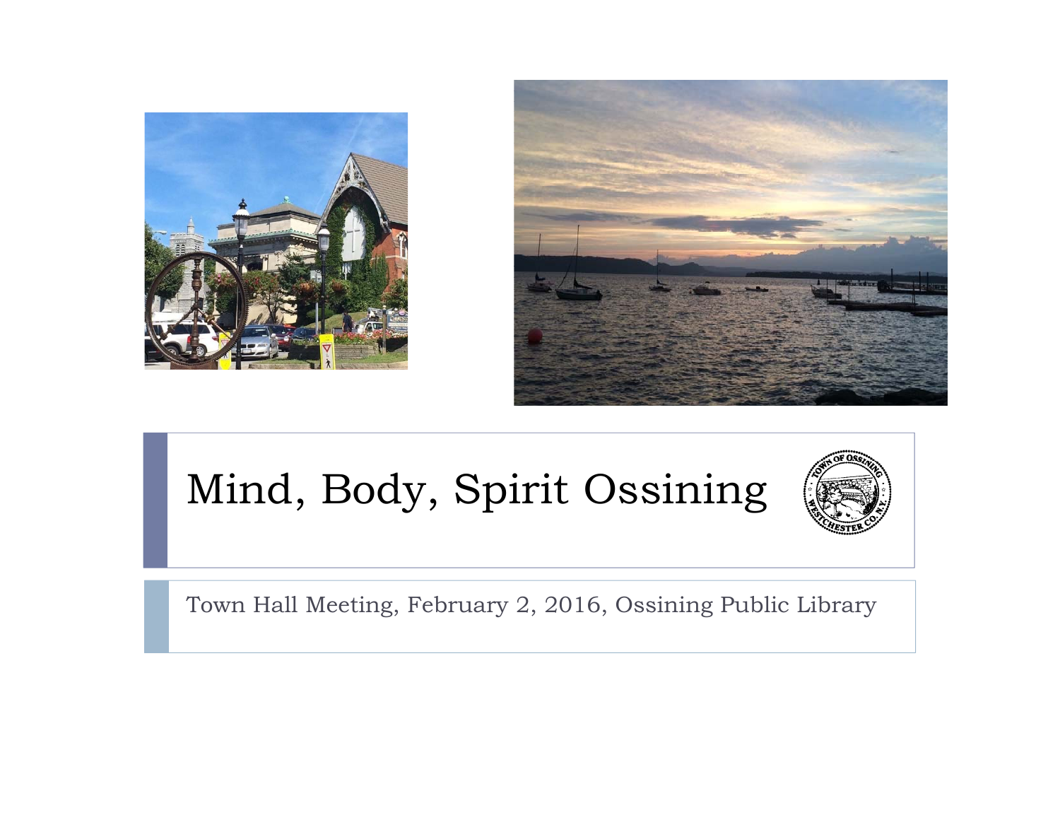# Mind, Body, Spirit Ossining

Town Hall Meeting, February 2, 2016, Ossining Public Library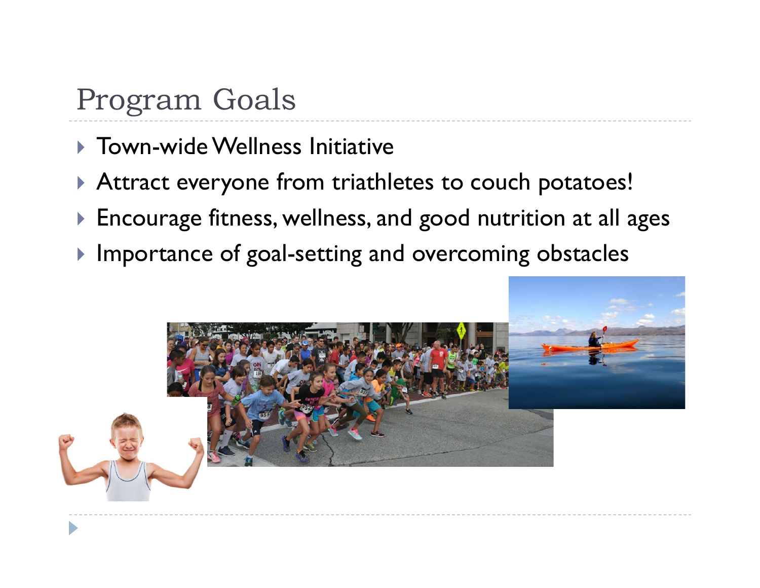## Program Goals

- Town-wide Wellness Initiative
- Attract everyone from triathletes to couch potatoes!
- Encourage fitness, wellness, and good nutrition at all ages
- Importance of goal-setting and overcoming obstacles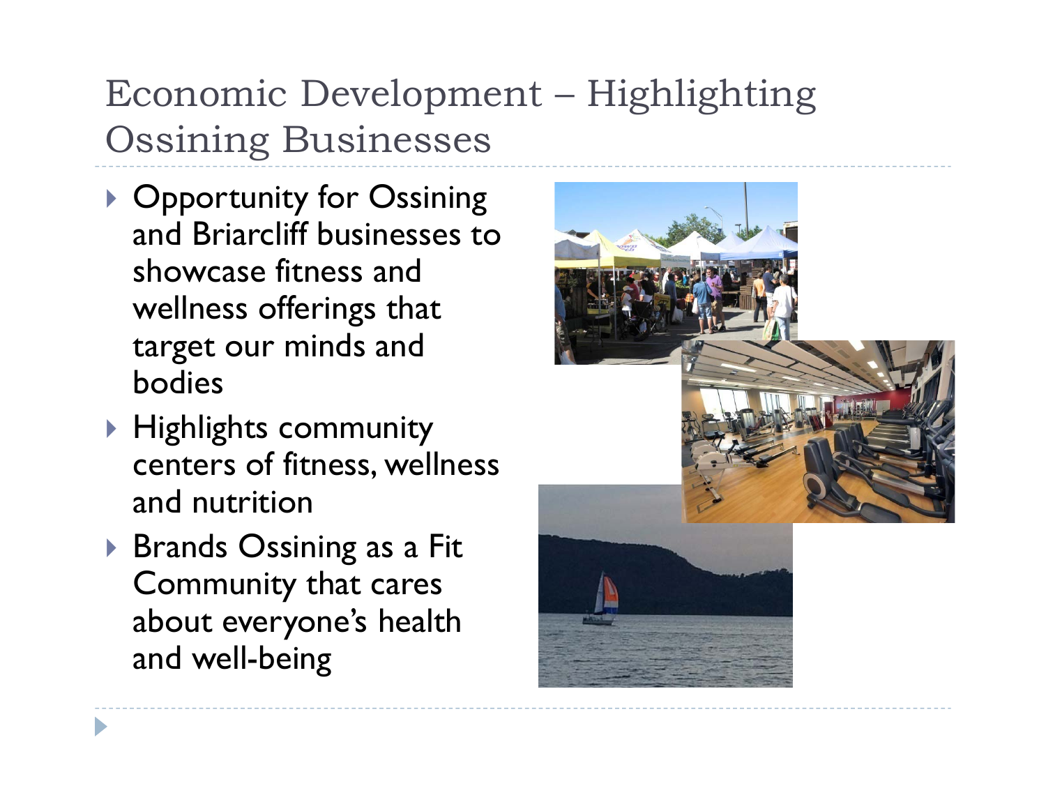# Economic Development – Highlighting Ossining Businesses

- Opportunity for Ossining and Briarcliff businesses to showcase fitness and wellness offerings that target our minds and bodies
- Highlights community centers of fitness, wellness and nutrition
- Brands Ossining as a Fit Community that cares about everyone's health and well-being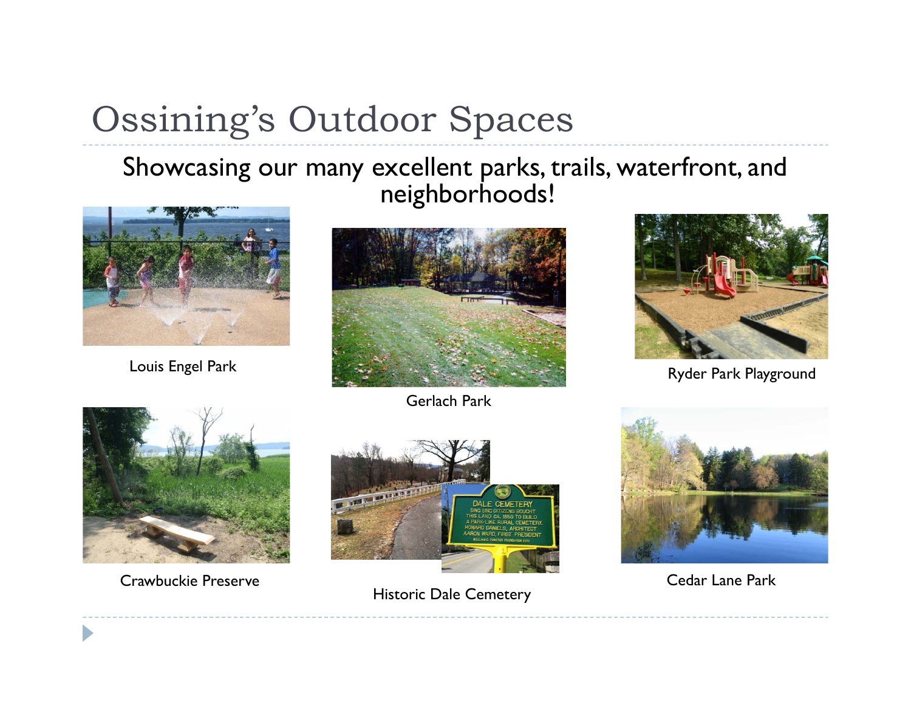# Ossining's Outdoor Spaces

Showcasing our many excellent parks, trails, waterfront, and neighborhoods!

Louis Engel Park

Gerlach Park

Ryder Park Playground

Crawbuckie Preserve

Historic Dale Cemetery

Cedar Lane Park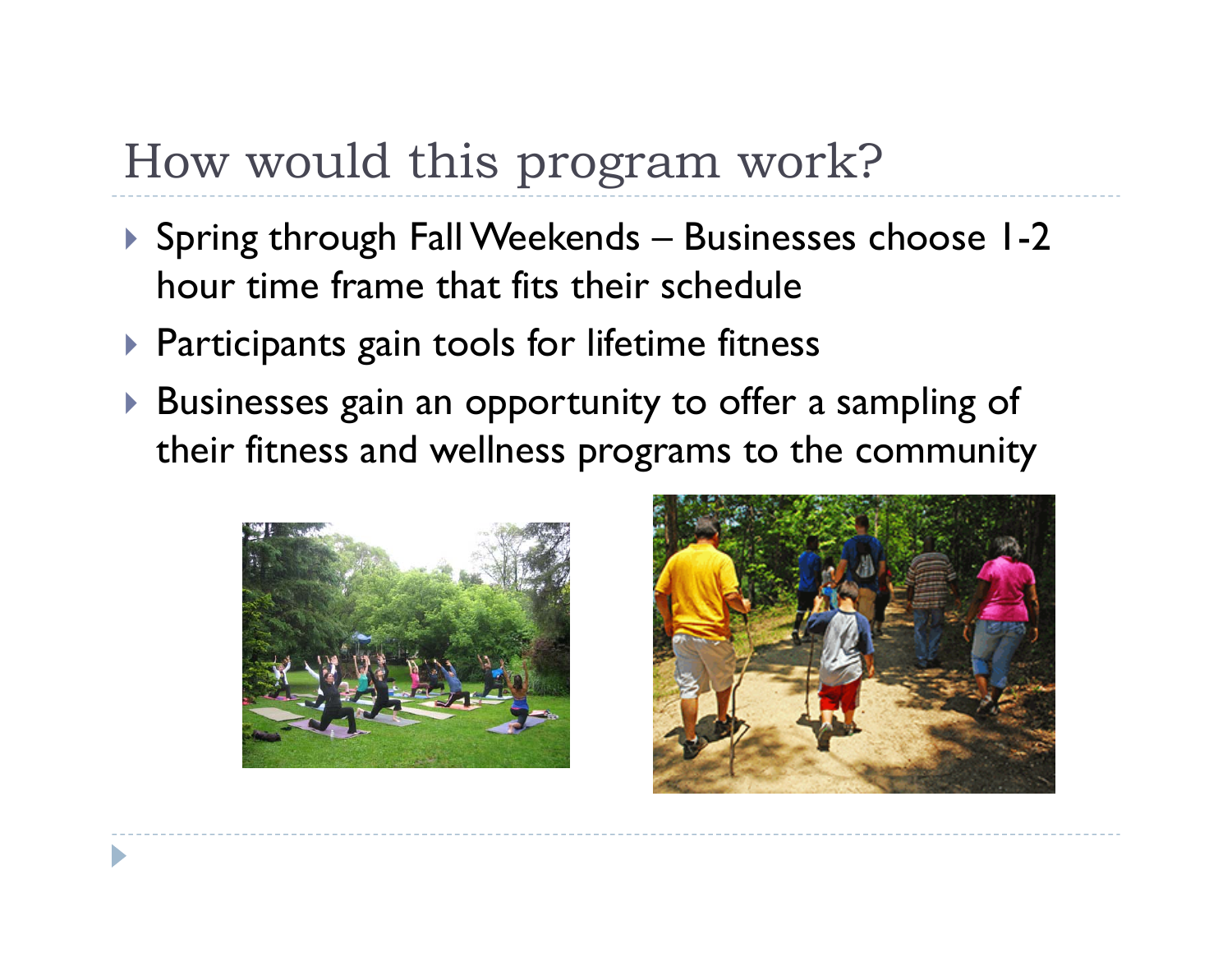# How would this program work?

- Spring through Fall Weekends – Businesses choose 1-2 hour time frame that fits their schedule
- Participants gain tools for lifetime fitness
- Businesses gain an opportunity to offer a sampling of their fitness and wellness programs to the community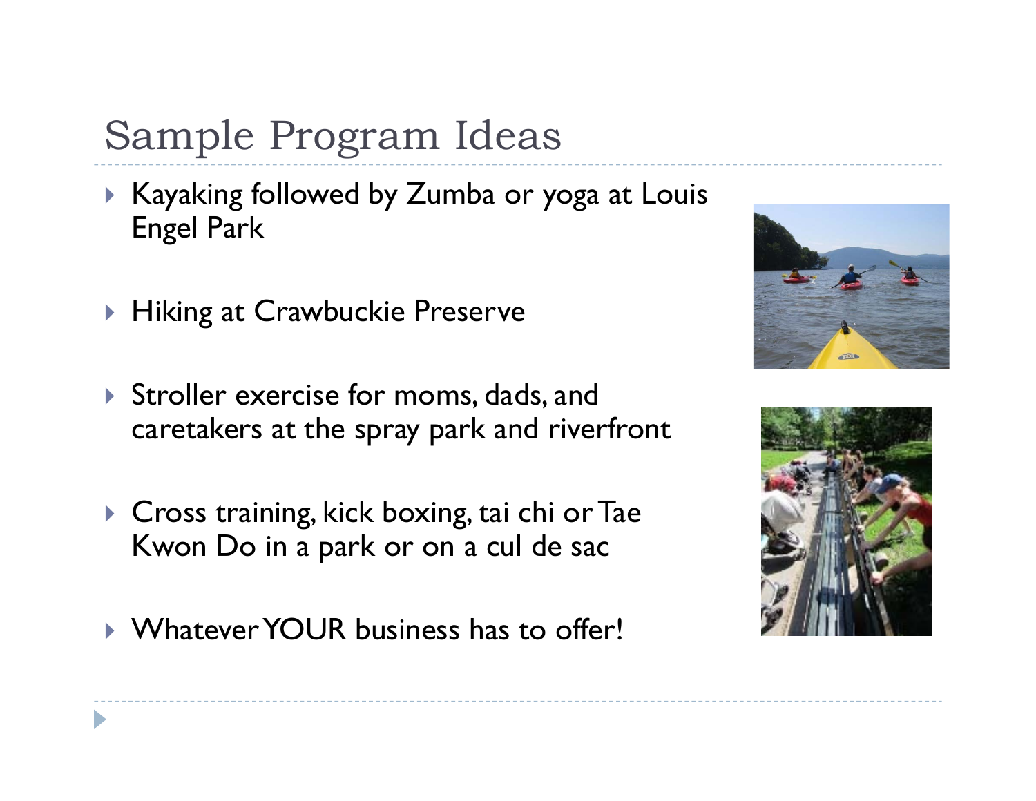# Sample Program Ideas

- Kayaking followed by Zumba or yoga at Louis Engel Park
- Hiking at Crawbuckie Preserve
- Stroller exercise for moms, dads, and caretakers at the spray park and riverfront
- Cross training, kick boxing, tai chi or Tae Kwon Do in a park or on a cul de sac
- Whatever YOUR business has to offer!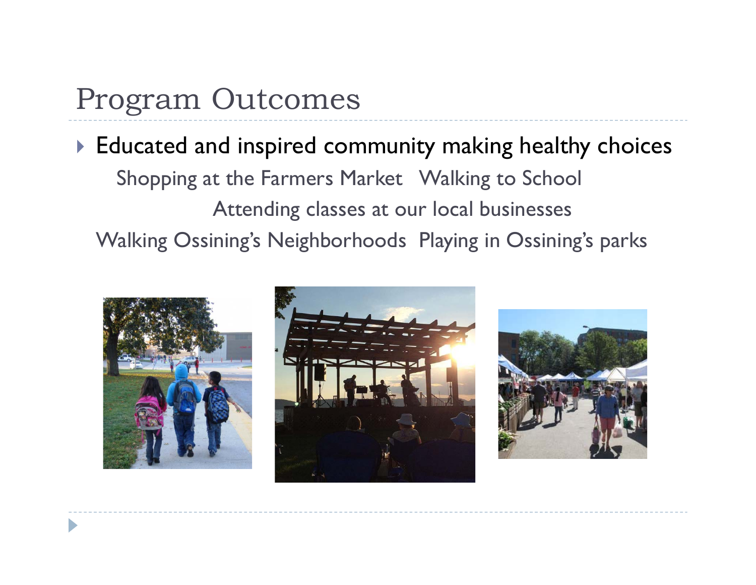# Program Outcomes

- Educated and inspired community making healthy choices

  Shopping at the Farmers Market   Walking to School

  Attending classes at our local businesses

  Walking Ossining's Neighborhoods   Playing in Ossining's parks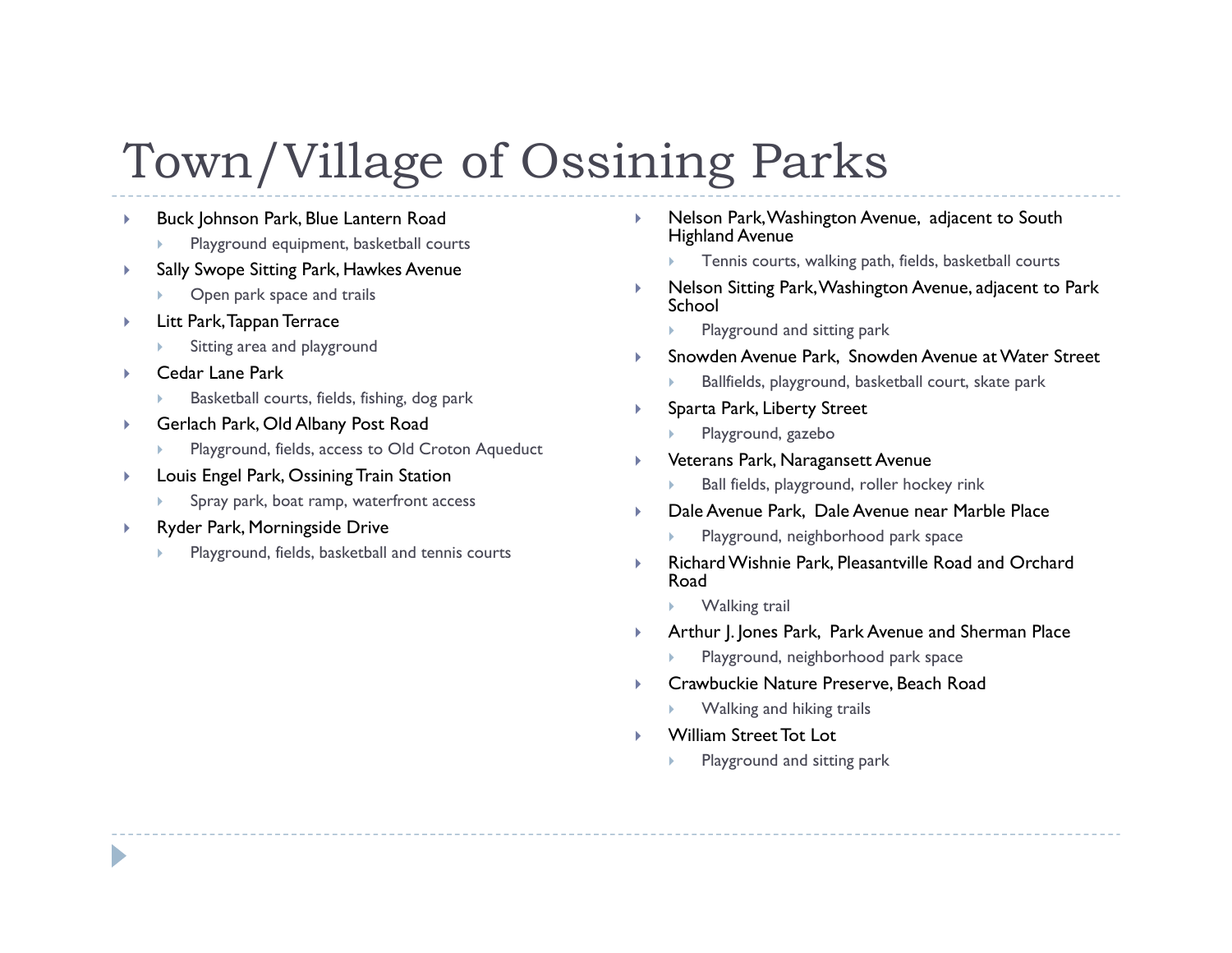# Town/Village of Ossining Parks

- Buck Johnson Park, Blue Lantern Road
  - Playground equipment, basketball courts
- Sally Swope Sitting Park, Hawkes Avenue
  - Open park space and trails
- Litt Park, Tappan Terrace
  - Sitting area and playground
- Cedar Lane Park
  - Basketball courts, fields, fishing, dog park
- Gerlach Park, Old Albany Post Road
  - Playground, fields, access to Old Croton Aqueduct
- Louis Engel Park, Ossining Train Station
  - Spray park, boat ramp, waterfront access
- Ryder Park, Morningside Drive
  - Playground, fields, basketball and tennis courts
- Nelson Park, Washington Avenue, adjacent to South Highland Avenue
  - Tennis courts, walking path, fields, basketball courts
- Nelson Sitting Park, Washington Avenue, adjacent to Park School
  - Playground and sitting park
- Snowden Avenue Park, Snowden Avenue at Water Street
  - Ballfields, playground, basketball court, skate park
- Sparta Park, Liberty Street
  - Playground, gazebo
- Veterans Park, Naragansett Avenue
  - Ball fields, playground, roller hockey rink
- Dale Avenue Park, Dale Avenue near Marble Place
  - Playground, neighborhood park space
- Richard Wishnie Park, Pleasantville Road and Orchard Road
  - Walking trail
- Arthur J. Jones Park, Park Avenue and Sherman Place
  - Playground, neighborhood park space
- Crawbuckie Nature Preserve, Beach Road
  - Walking and hiking trails
- William Street Tot Lot
  - Playground and sitting park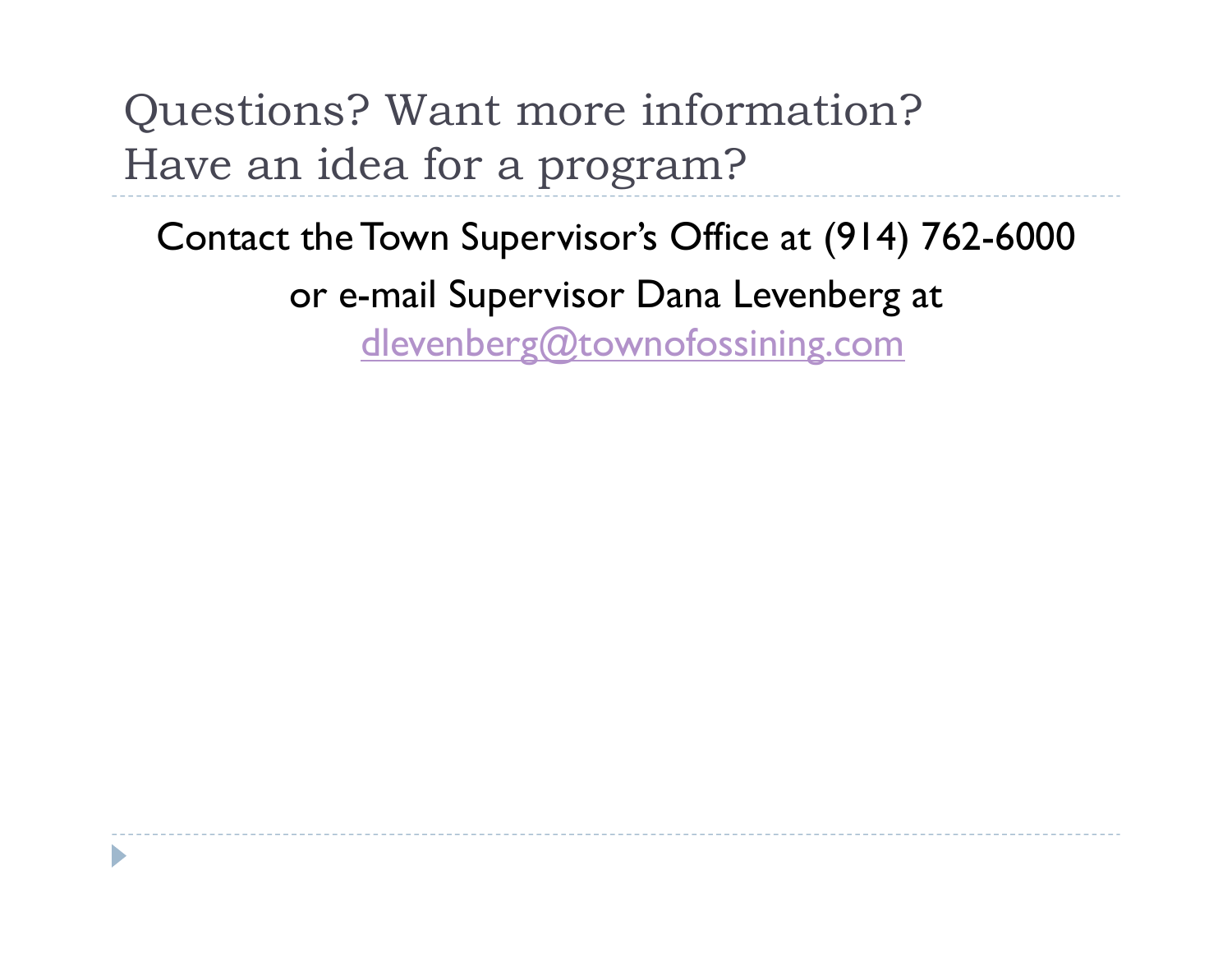# Questions? Want more information? Have an idea for a program?

Contact the Town Supervisor's Office at (914) 762-6000

or e-mail Supervisor Dana Levenberg at

dlevenberg@townofossining.com